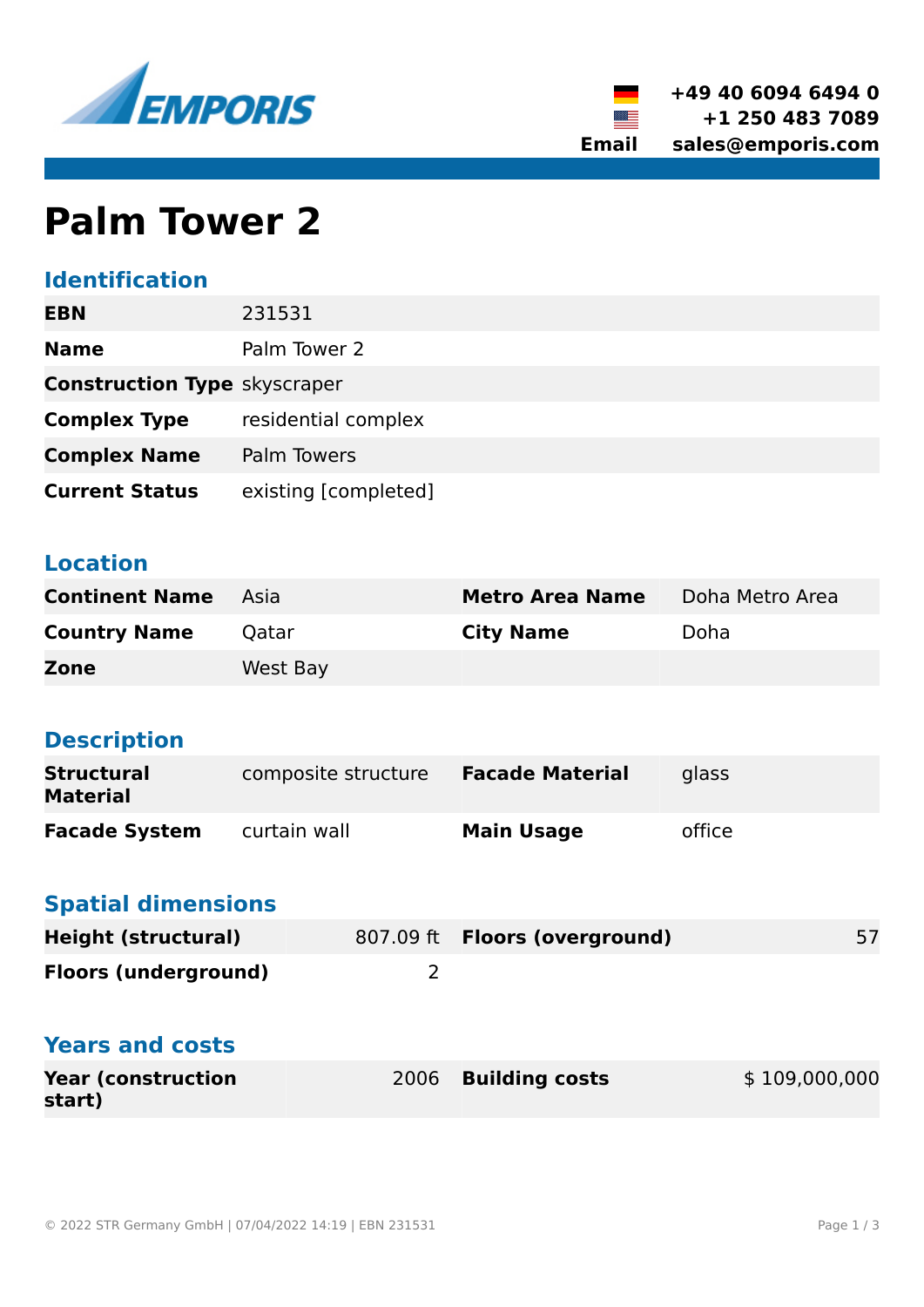EMPORIS

+49 40 6094 6494 0
+1 250 483 7089
Email sales@emporis.com

# Palm Tower 2

## Identification

| | |
|---|---|
| **EBN** | 231531 |
| **Name** | Palm Tower 2 |
| **Construction Type** | skyscraper |
| **Complex Type** | residential complex |
| **Complex Name** | Palm Towers |
| **Current Status** | existing [completed] |

## Location

| | | | |
|---|---|---|---|
| **Continent Name** | Asia | **Metro Area Name** | Doha Metro Area |
| **Country Name** | Qatar | **City Name** | Doha |
| **Zone** | West Bay | | |

## Description

| | | | |
|---|---|---|---|
| **Structural Material** | composite structure | **Facade Material** | glass |
| **Facade System** | curtain wall | **Main Usage** | office |

## Spatial dimensions

| | | | |
|---|---|---|---|
| **Height (structural)** | 807.09 ft | **Floors (overground)** | 57 |
| **Floors (underground)** | 2 | | |

## Years and costs

| | | | |
|---|---|---|---|
| **Year (construction start)** | 2006 | **Building costs** | $ 109,000,000 |

© 2022 STR Germany GmbH | 07/04/2022 14:19 | EBN 231531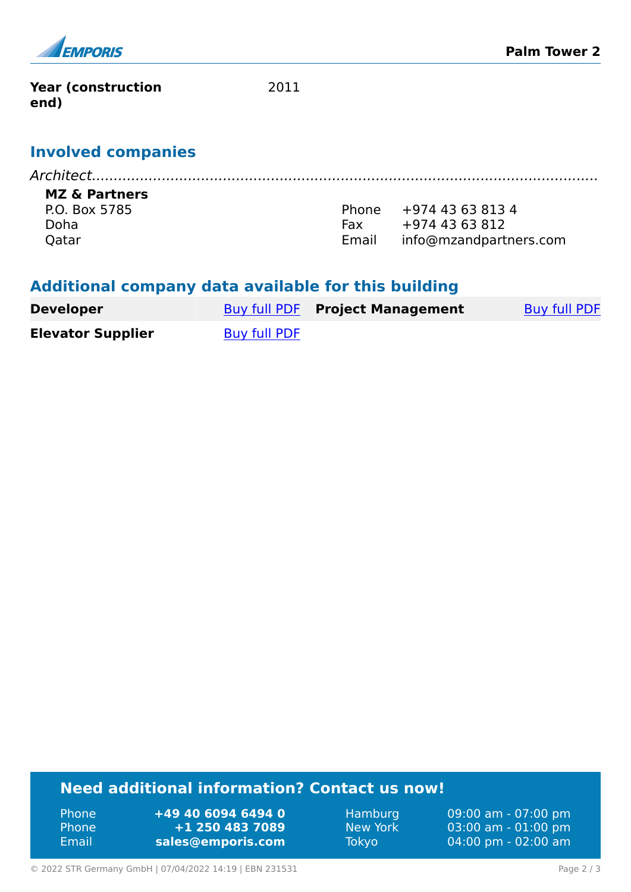| | |
|---|---|
| **Year (construction end)** | 2011 |

## Involved companies

*Architect*

**MZ & Partners**
P.O. Box 5785
Doha
Qatar

| | |
|---|---|
| Phone | +974 43 63 813 4 |
| Fax | +974 43 63 812 |
| Email | info@mzandpartners.com |

## Additional company data available for this building

| | | | |
|---|---|---|---|
| **Developer** | Buy full PDF | **Project Management** | Buy full PDF |
| **Elevator Supplier** | Buy full PDF | | |

## Need additional information? Contact us now!

| | | | |
|---|---|---|---|
| Phone | **+49 40 6094 6494 0** | Hamburg | 09:00 am - 07:00 pm |
| Phone | **+1 250 483 7089** | New York | 03:00 am - 01:00 pm |
| Email | **sales@emporis.com** | Tokyo | 04:00 pm - 02:00 am |

© 2022 STR Germany GmbH | 07/04/2022 14:19 | EBN 231531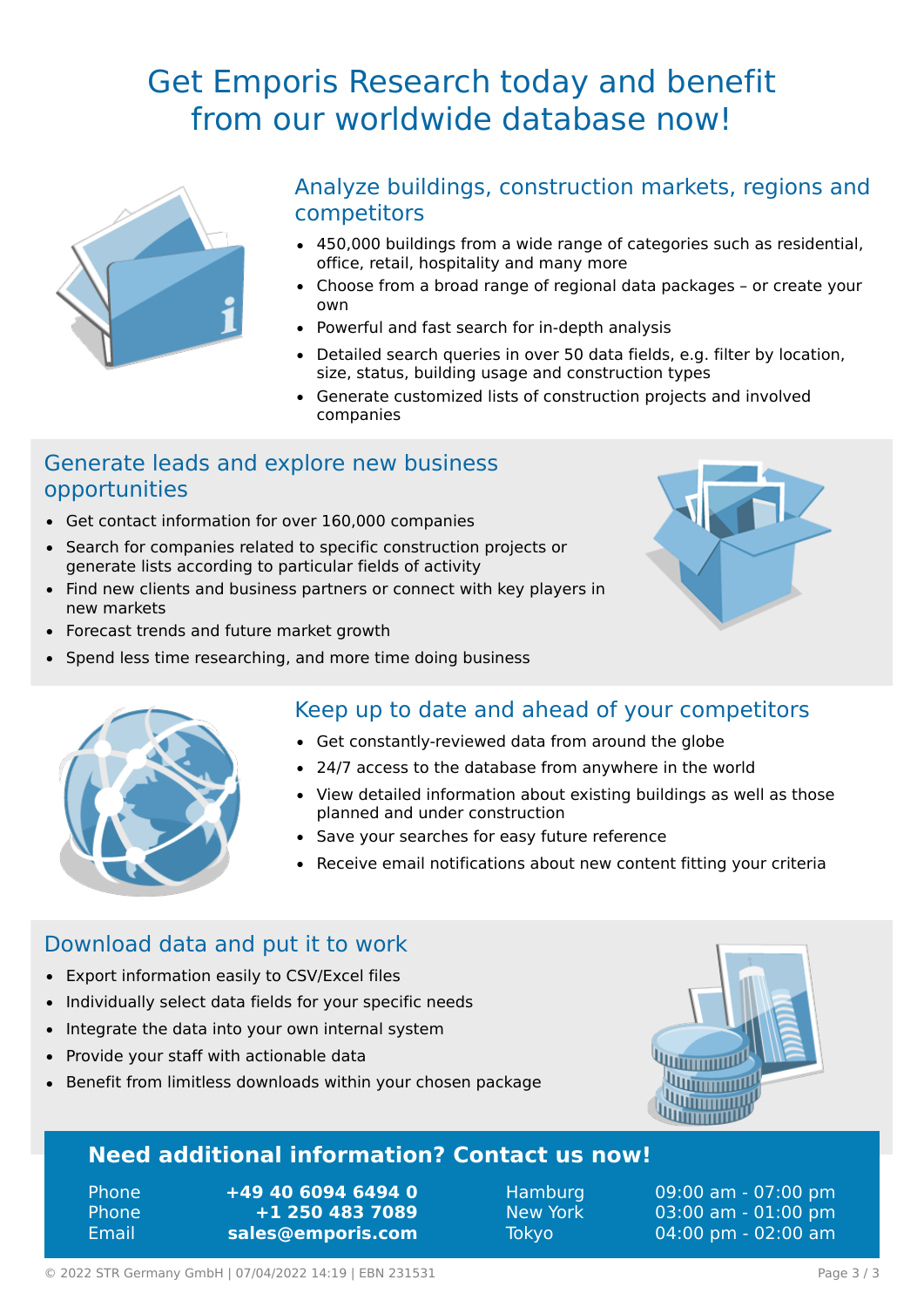# Get Emporis Research today and benefit from our worldwide database now!

## Analyze buildings, construction markets, regions and competitors

- 450,000 buildings from a wide range of categories such as residential, office, retail, hospitality and many more
- Choose from a broad range of regional data packages – or create your own
- Powerful and fast search for in-depth analysis
- Detailed search queries in over 50 data fields, e.g. filter by location, size, status, building usage and construction types
- Generate customized lists of construction projects and involved companies

## Generate leads and explore new business opportunities

- Get contact information for over 160,000 companies
- Search for companies related to specific construction projects or generate lists according to particular fields of activity
- Find new clients and business partners or connect with key players in new markets
- Forecast trends and future market growth
- Spend less time researching, and more time doing business

## Keep up to date and ahead of your competitors

- Get constantly-reviewed data from around the globe
- 24/7 access to the database from anywhere in the world
- View detailed information about existing buildings as well as those planned and under construction
- Save your searches for easy future reference
- Receive email notifications about new content fitting your criteria

## Download data and put it to work

- Export information easily to CSV/Excel files
- Individually select data fields for your specific needs
- Integrate the data into your own internal system
- Provide your staff with actionable data
- Benefit from limitless downloads within your chosen package

### Need additional information? Contact us now!

| | | | |
|---|---|---|---|
| Phone | **+49 40 6094 6494 0** | Hamburg | 09:00 am - 07:00 pm |
| Phone | **+1 250 483 7089** | New York | 03:00 am - 01:00 pm |
| Email | **sales@emporis.com** | Tokyo | 04:00 pm - 02:00 am |

© 2022 STR Germany GmbH | 07/04/2022 14:19 | EBN 231531